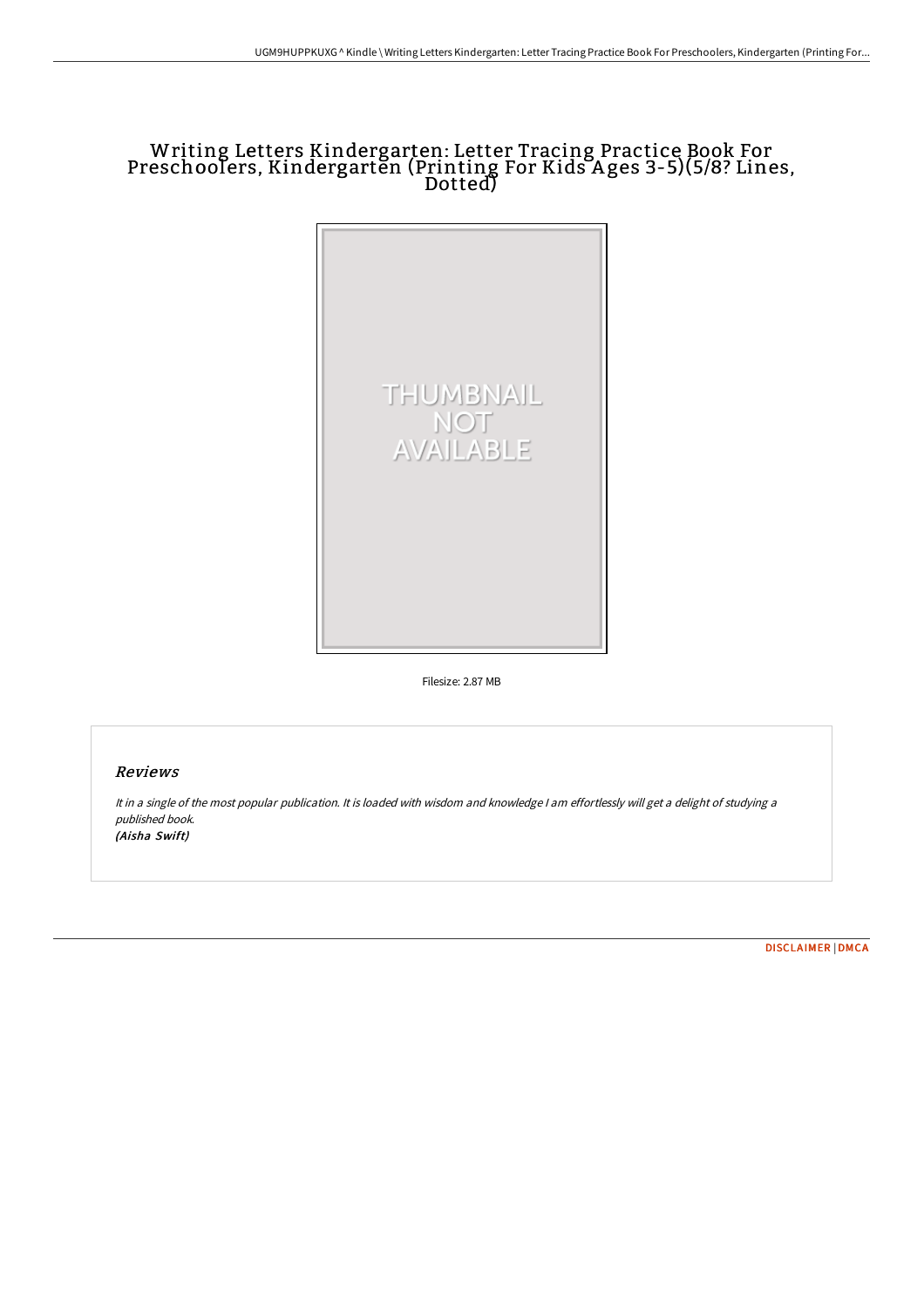# Writing Letters Kindergarten: Letter Tracing Practice Book For Preschoolers, Kindergarten (Printing For Kids Ages 3-5)(5/8? Lines, Dotted)

Filesize: 2.87 MB

## Reviews

*It in a single of the most popular publication. It is loaded with wisdom and knowledge I am effortlessly will get a delight of studying a published book.*
*(Aisha Swift)*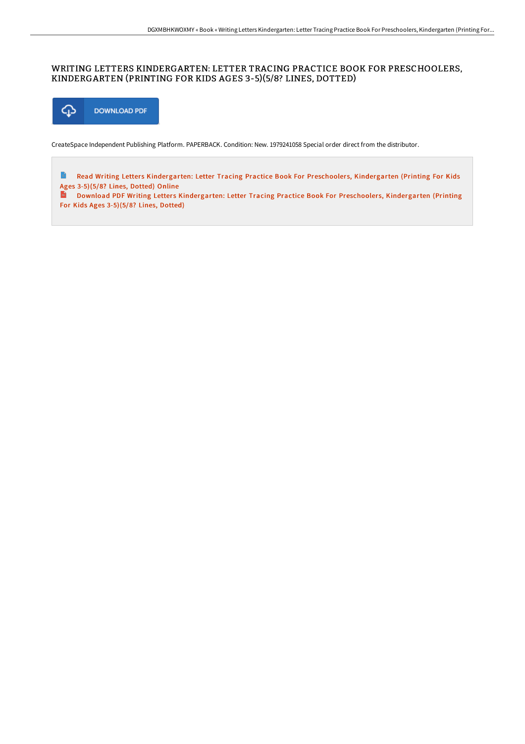# WRITING LETTERS KINDERGARTEN: LETTER TRACING PRACTICE BOOK FOR PRESCHOOLERS, KINDERGARTEN (PRINTING FOR KIDS AGES 3-5)(5/8? LINES, DOTTED)

DOWNLOAD PDF

CreateSpace Independent Publishing Platform. PAPERBACK. Condition: New. 1979241058 Special order direct from the distributor.

Read Writing Letters Kindergarten: Letter Tracing Practice Book For Preschoolers, Kindergarten (Printing For Kids Ages 3-5)(5/8? Lines, Dotted) Online

Download PDF Writing Letters Kindergarten: Letter Tracing Practice Book For Preschoolers, Kindergarten (Printing For Kids Ages 3-5)(5/8? Lines, Dotted)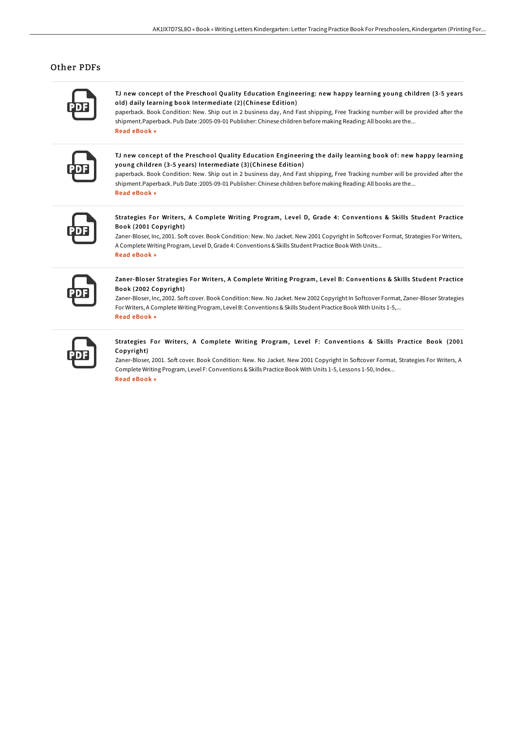## Other PDFs

**TJ new concept of the Preschool Quality Education Engineering: new happy learning young children (3-5 years old) daily learning book Intermediate (2)(Chinese Edition)**

paperback. Book Condition: New. Ship out in 2 business day, And Fast shipping, Free Tracking number will be provided after the shipment.Paperback. Pub Date :2005-09-01 Publisher: Chinese children before making Reading: All books are the...

Read eBook »

**TJ new concept of the Preschool Quality Education Engineering the daily learning book of: new happy learning young children (3-5 years) Intermediate (3)(Chinese Edition)**

paperback. Book Condition: New. Ship out in 2 business day, And Fast shipping, Free Tracking number will be provided after the shipment.Paperback. Pub Date :2005-09-01 Publisher: Chinese children before making Reading: All books are the...

Read eBook »

**Strategies For Writers, A Complete Writing Program, Level D, Grade 4: Conventions & Skills Student Practice Book (2001 Copyright)**

Zaner-Bloser, Inc, 2001. Soft cover. Book Condition: New. No Jacket. New 2001 Copyright In Softcover Format, Strategies For Writers, A Complete Writing Program, Level D, Grade 4: Conventions & Skills Student Practice Book With Units...

Read eBook »

**Zaner-Bloser Strategies For Writers, A Complete Writing Program, Level B: Conventions & Skills Student Practice Book (2002 Copyright)**

Zaner-Bloser, Inc, 2002. Soft cover. Book Condition: New. No Jacket. New 2002 Copyright In Softcover Format, Zaner-Bloser Strategies For Writers, A Complete Writing Program, Level B: Conventions & Skills Student Practice Book With Units 1-5,...

Read eBook »

**Strategies For Writers, A Complete Writing Program, Level F: Conventions & Skills Practice Book (2001 Copyright)**

Zaner-Bloser, 2001. Soft cover. Book Condition: New. No Jacket. New 2001 Copyright In Softcover Format, Strategies For Writers, A Complete Writing Program, Level F: Conventions & Skills Practice Book With Units 1-5, Lessons 1-50, Index...

Read eBook »